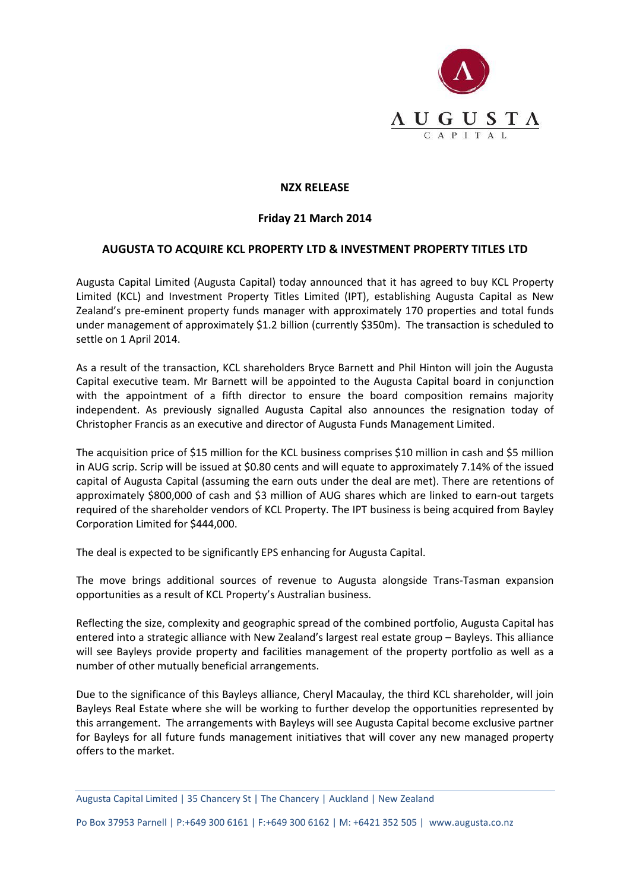**NZX RELEASE**

**Friday 21 March 2014**

## AUGUSTA TO ACQUIRE KCL PROPERTY LTD & INVESTMENT PROPERTY TITLES LTD

Augusta Capital Limited (Augusta Capital) today announced that it has agreed to buy KCL Property Limited (KCL) and Investment Property Titles Limited (IPT), establishing Augusta Capital as New Zealand's pre-eminent property funds manager with approximately 170 properties and total funds under management of approximately $1.2 billion (currently $350m). The transaction is scheduled to settle on 1 April 2014.

As a result of the transaction, KCL shareholders Bryce Barnett and Phil Hinton will join the Augusta Capital executive team. Mr Barnett will be appointed to the Augusta Capital board in conjunction with the appointment of a fifth director to ensure the board composition remains majority independent. As previously signalled Augusta Capital also announces the resignation today of Christopher Francis as an executive and director of Augusta Funds Management Limited.

The acquisition price of $15 million for the KCL business comprises $10 million in cash and $5 million in AUG scrip. Scrip will be issued at $0.80 cents and will equate to approximately 7.14% of the issued capital of Augusta Capital (assuming the earn outs under the deal are met). There are retentions of approximately $800,000 of cash and $3 million of AUG shares which are linked to earn-out targets required of the shareholder vendors of KCL Property. The IPT business is being acquired from Bayley Corporation Limited for $444,000.

The deal is expected to be significantly EPS enhancing for Augusta Capital.

The move brings additional sources of revenue to Augusta alongside Trans-Tasman expansion opportunities as a result of KCL Property's Australian business.

Reflecting the size, complexity and geographic spread of the combined portfolio, Augusta Capital has entered into a strategic alliance with New Zealand's largest real estate group – Bayleys. This alliance will see Bayleys provide property and facilities management of the property portfolio as well as a number of other mutually beneficial arrangements.

Due to the significance of this Bayleys alliance, Cheryl Macaulay, the third KCL shareholder, will join Bayleys Real Estate where she will be working to further develop the opportunities represented by this arrangement. The arrangements with Bayleys will see Augusta Capital become exclusive partner for Bayleys for all future funds management initiatives that will cover any new managed property offers to the market.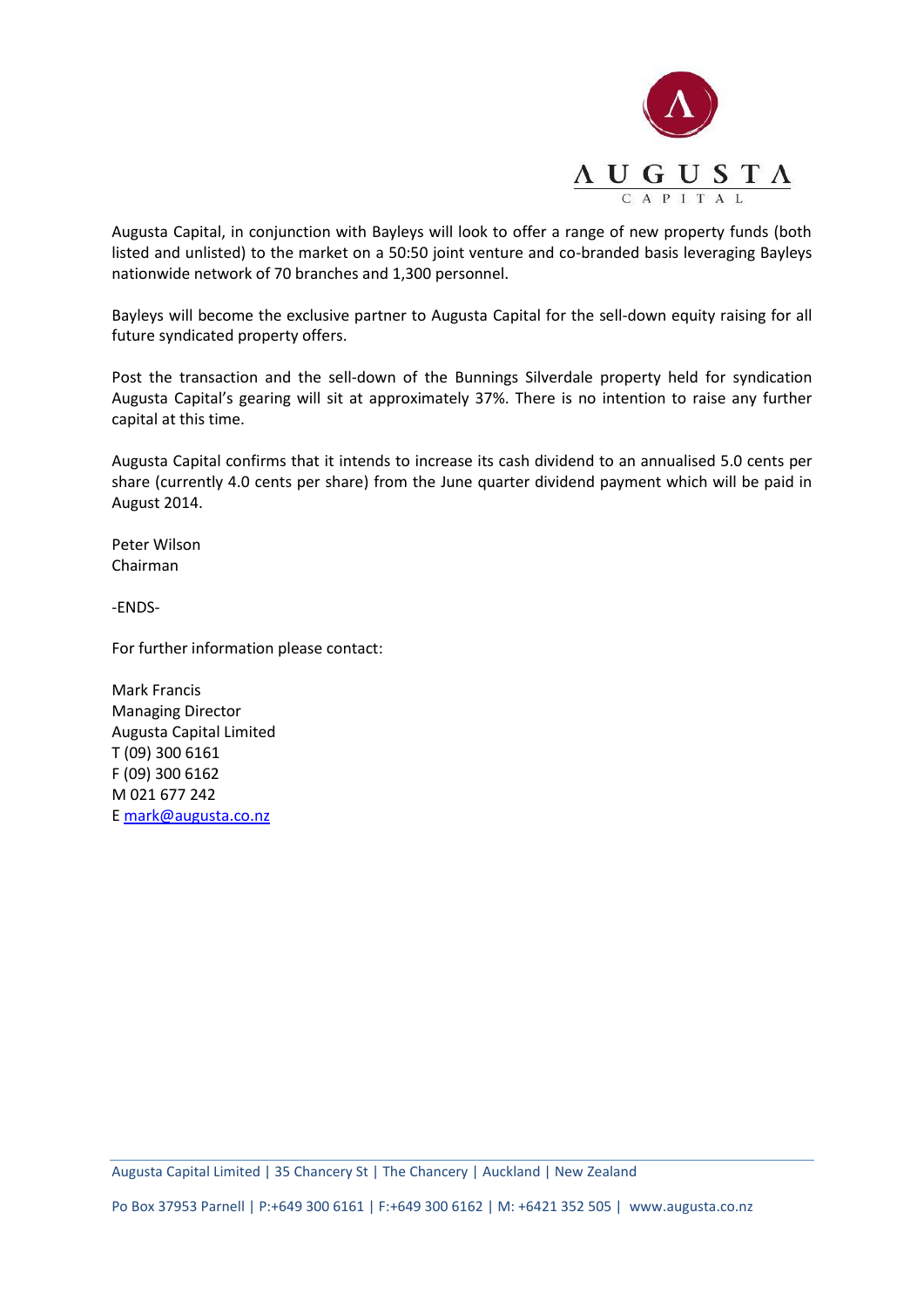Augusta Capital, in conjunction with Bayleys will look to offer a range of new property funds (both listed and unlisted) to the market on a 50:50 joint venture and co-branded basis leveraging Bayleys nationwide network of 70 branches and 1,300 personnel.

Bayleys will become the exclusive partner to Augusta Capital for the sell-down equity raising for all future syndicated property offers.

Post the transaction and the sell-down of the Bunnings Silverdale property held for syndication Augusta Capital's gearing will sit at approximately 37%. There is no intention to raise any further capital at this time.

Augusta Capital confirms that it intends to increase its cash dividend to an annualised 5.0 cents per share (currently 4.0 cents per share) from the June quarter dividend payment which will be paid in August 2014.

Peter Wilson  
Chairman

-ENDS-

For further information please contact:

Mark Francis  
Managing Director  
Augusta Capital Limited  
T (09) 300 6161  
F (09) 300 6162  
M 021 677 242  
E mark@augusta.co.nz

Augusta Capital Limited | 35 Chancery St | The Chancery | Auckland | New Zealand

Po Box 37953 Parnell | P:+649 300 6161 | F:+649 300 6162 | M: +6421 352 505 | www.augusta.co.nz